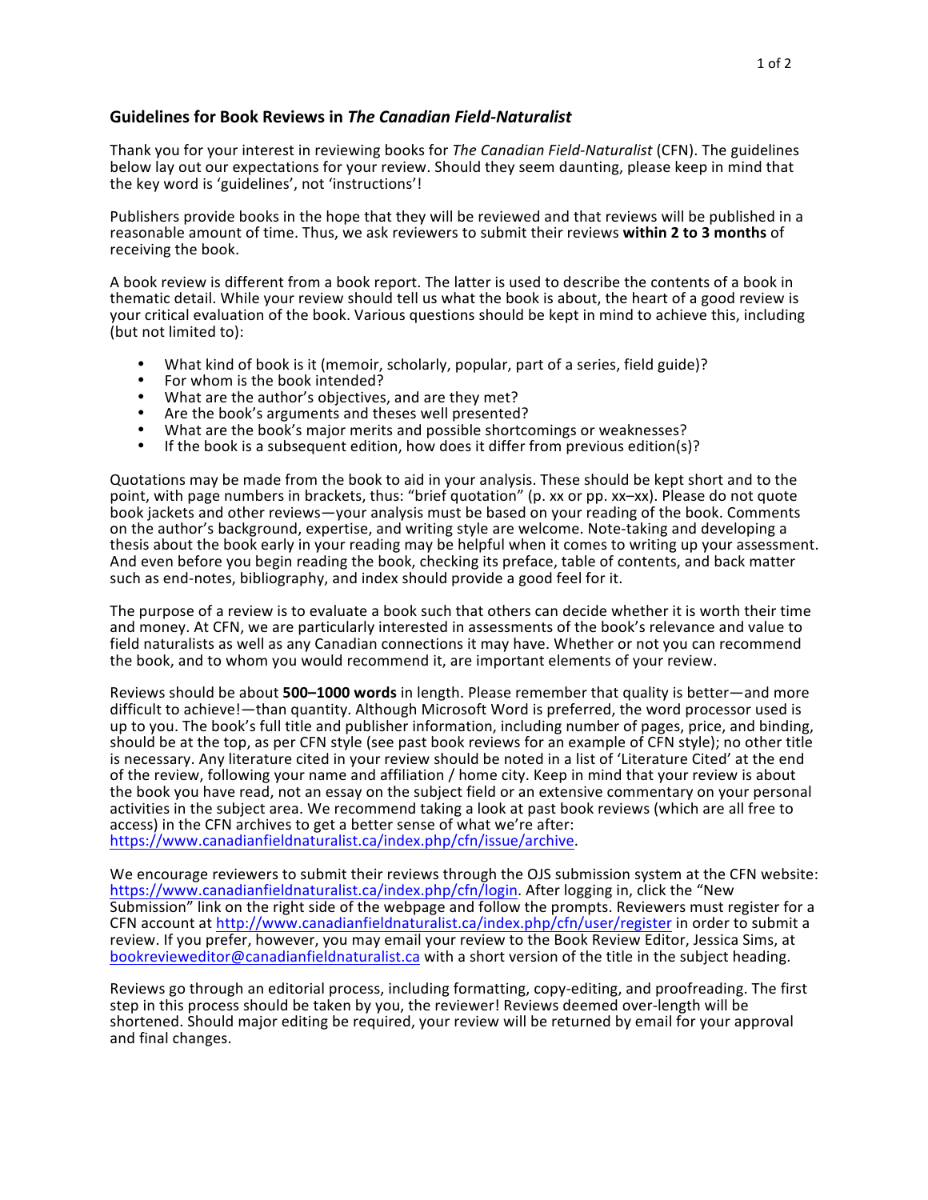# Guidelines for Book Reviews in *The Canadian Field-Naturalist*

Thank you for your interest in reviewing books for *The Canadian Field-Naturalist* (CFN). The guidelines below lay out our expectations for your review. Should they seem daunting, please keep in mind that the key word is 'guidelines', not 'instructions'!

Publishers provide books in the hope that they will be reviewed and that reviews will be published in a reasonable amount of time. Thus, we ask reviewers to submit their reviews **within 2 to 3 months** of receiving the book.

A book review is different from a book report. The latter is used to describe the contents of a book in thematic detail. While your review should tell us what the book is about, the heart of a good review is your critical evaluation of the book. Various questions should be kept in mind to achieve this, including (but not limited to):

- What kind of book is it (memoir, scholarly, popular, part of a series, field guide)?
- For whom is the book intended?
- What are the author's objectives, and are they met?
- Are the book's arguments and theses well presented?
- What are the book's major merits and possible shortcomings or weaknesses?
- If the book is a subsequent edition, how does it differ from previous edition(s)?

Quotations may be made from the book to aid in your analysis. These should be kept short and to the point, with page numbers in brackets, thus: "brief quotation" (p. xx or pp. xx–xx). Please do not quote book jackets and other reviews—your analysis must be based on your reading of the book. Comments on the author's background, expertise, and writing style are welcome. Note-taking and developing a thesis about the book early in your reading may be helpful when it comes to writing up your assessment. And even before you begin reading the book, checking its preface, table of contents, and back matter such as end-notes, bibliography, and index should provide a good feel for it.

The purpose of a review is to evaluate a book such that others can decide whether it is worth their time and money. At CFN, we are particularly interested in assessments of the book's relevance and value to field naturalists as well as any Canadian connections it may have. Whether or not you can recommend the book, and to whom you would recommend it, are important elements of your review.

Reviews should be about **500–1000 words** in length. Please remember that quality is better—and more difficult to achieve!—than quantity. Although Microsoft Word is preferred, the word processor used is up to you. The book's full title and publisher information, including number of pages, price, and binding, should be at the top, as per CFN style (see past book reviews for an example of CFN style); no other title is necessary. Any literature cited in your review should be noted in a list of 'Literature Cited' at the end of the review, following your name and affiliation / home city. Keep in mind that your review is about the book you have read, not an essay on the subject field or an extensive commentary on your personal activities in the subject area. We recommend taking a look at past book reviews (which are all free to access) in the CFN archives to get a better sense of what we're after: https://www.canadianfieldnaturalist.ca/index.php/cfn/issue/archive.

We encourage reviewers to submit their reviews through the OJS submission system at the CFN website: https://www.canadianfieldnaturalist.ca/index.php/cfn/login. After logging in, click the "New Submission" link on the right side of the webpage and follow the prompts. Reviewers must register for a CFN account at http://www.canadianfieldnaturalist.ca/index.php/cfn/user/register in order to submit a review. If you prefer, however, you may email your review to the Book Review Editor, Jessica Sims, at bookrevieweditor@canadianfieldnaturalist.ca with a short version of the title in the subject heading.

Reviews go through an editorial process, including formatting, copy-editing, and proofreading. The first step in this process should be taken by you, the reviewer! Reviews deemed over-length will be shortened. Should major editing be required, your review will be returned by email for your approval and final changes.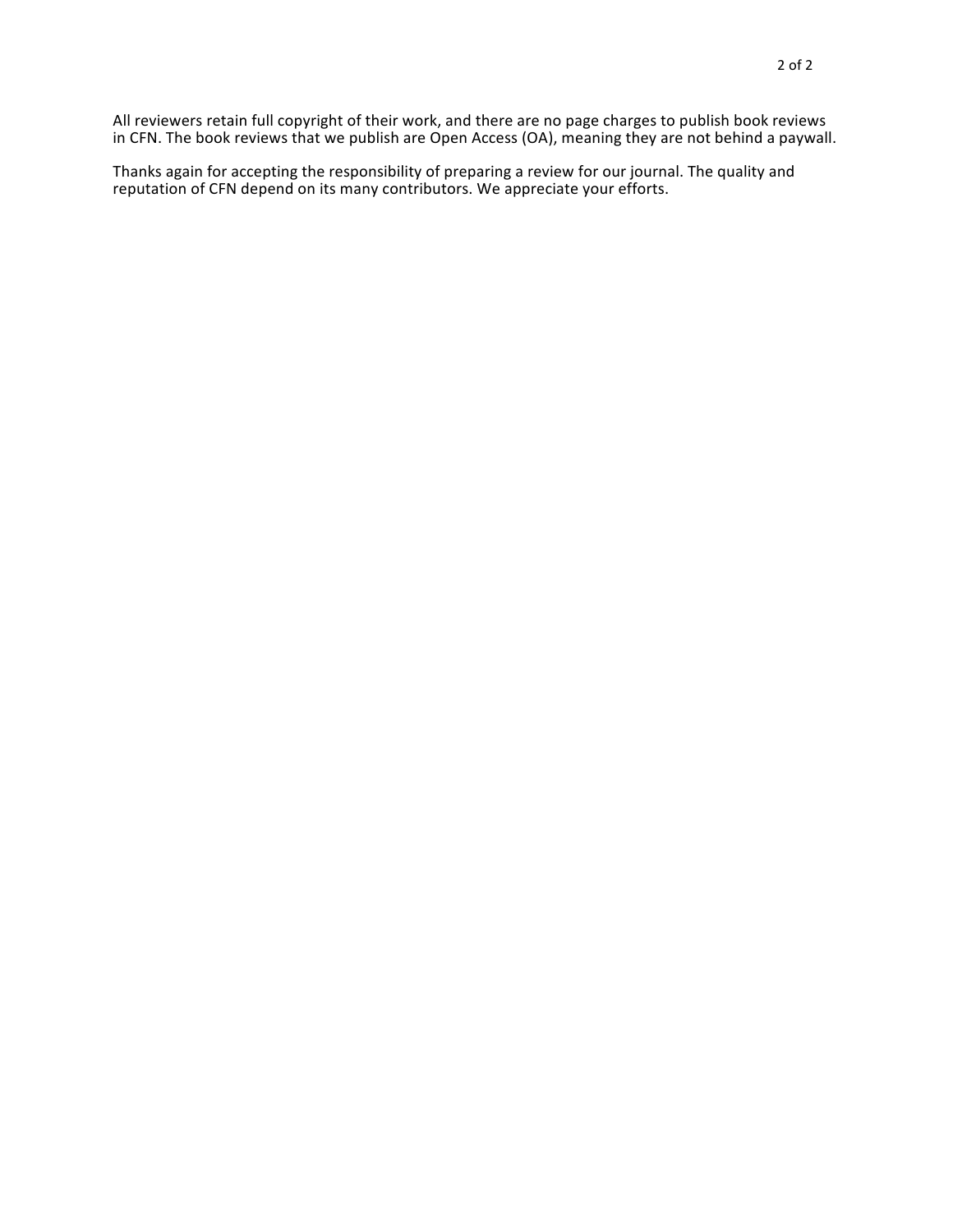All reviewers retain full copyright of their work, and there are no page charges to publish book reviews in CFN. The book reviews that we publish are Open Access (OA), meaning they are not behind a paywall.

Thanks again for accepting the responsibility of preparing a review for our journal. The quality and reputation of CFN depend on its many contributors. We appreciate your efforts.